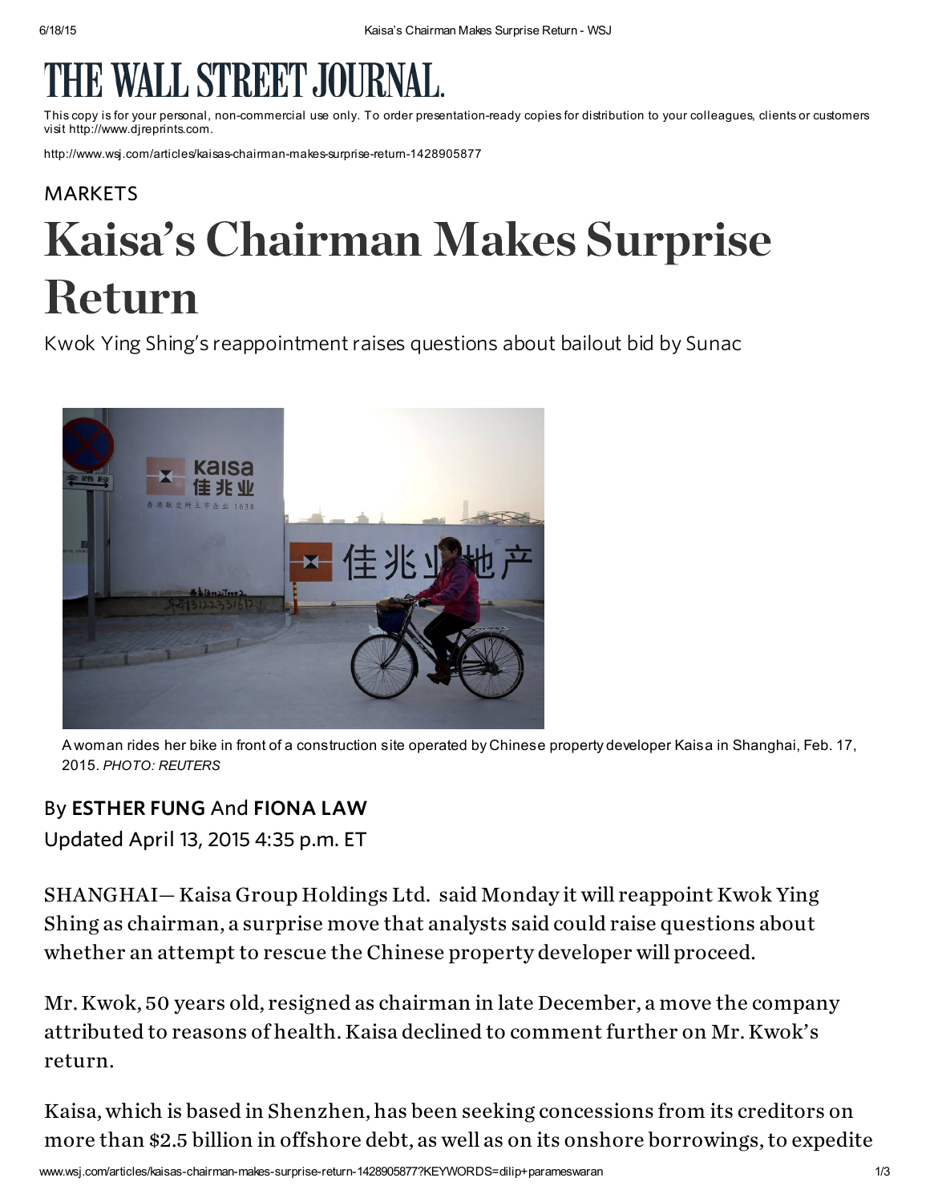# THE WALL STREET JOURNAL.

This copy is for your personal, non-commercial use only. To order presentation-ready copies for distribution to your colleagues, clients or customers visit http://www.djreprints.com.

http://www.wsj.com/articles/kaisas-chairman-makes-surprise-return-1428905877

MARKETS

# Kaisa's Chairman Makes Surprise Return

Kwok Ying Shing's reappointment raises questions about bailout bid by Sunac

A woman rides her bike in front of a construction site operated by Chinese property developer Kaisa in Shanghai, Feb. 17, 2015. *PHOTO: REUTERS*

By **ESTHER FUNG** And **FIONA LAW**

Updated April 13, 2015 4:35 p.m. ET

SHANGHAI— Kaisa Group Holdings Ltd. said Monday it will reappoint Kwok Ying Shing as chairman, a surprise move that analysts said could raise questions about whether an attempt to rescue the Chinese property developer will proceed.

Mr. Kwok, 50 years old, resigned as chairman in late December, a move the company attributed to reasons of health. Kaisa declined to comment further on Mr. Kwok's return.

Kaisa, which is based in Shenzhen, has been seeking concessions from its creditors on more than $2.5 billion in offshore debt, as well as on its onshore borrowings, to expedite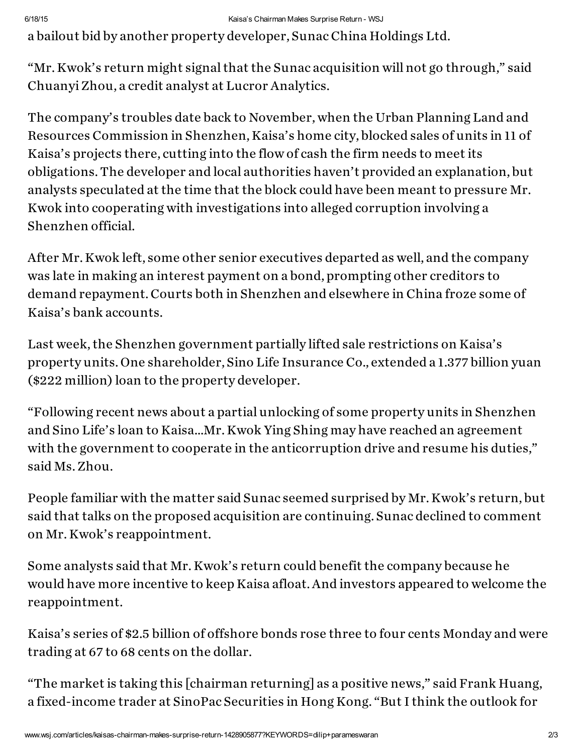a bailout bid by another property developer, Sunac China Holdings Ltd.

"Mr. Kwok's return might signal that the Sunac acquisition will not go through," said Chuanyi Zhou, a credit analyst at Lucror Analytics.

The company's troubles date back to November, when the Urban Planning Land and Resources Commission in Shenzhen, Kaisa's home city, blocked sales of units in 11 of Kaisa's projects there, cutting into the flow of cash the firm needs to meet its obligations. The developer and local authorities haven't provided an explanation, but analysts speculated at the time that the block could have been meant to pressure Mr. Kwok into cooperating with investigations into alleged corruption involving a Shenzhen official.

After Mr. Kwok left, some other senior executives departed as well, and the company was late in making an interest payment on a bond, prompting other creditors to demand repayment. Courts both in Shenzhen and elsewhere in China froze some of Kaisa's bank accounts.

Last week, the Shenzhen government partially lifted sale restrictions on Kaisa's property units. One shareholder, Sino Life Insurance Co., extended a 1.377 billion yuan ($222 million) loan to the property developer.

"Following recent news about a partial unlocking of some property units in Shenzhen and Sino Life's loan to Kaisa…Mr. Kwok Ying Shing may have reached an agreement with the government to cooperate in the anticorruption drive and resume his duties," said Ms. Zhou.

People familiar with the matter said Sunac seemed surprised by Mr. Kwok's return, but said that talks on the proposed acquisition are continuing. Sunac declined to comment on Mr. Kwok's reappointment.

Some analysts said that Mr. Kwok's return could benefit the company because he would have more incentive to keep Kaisa afloat. And investors appeared to welcome the reappointment.

Kaisa's series of $2.5 billion of offshore bonds rose three to four cents Monday and were trading at 67 to 68 cents on the dollar.

"The market is taking this [chairman returning] as a positive news," said Frank Huang, a fixed-income trader at SinoPac Securities in Hong Kong. "But I think the outlook for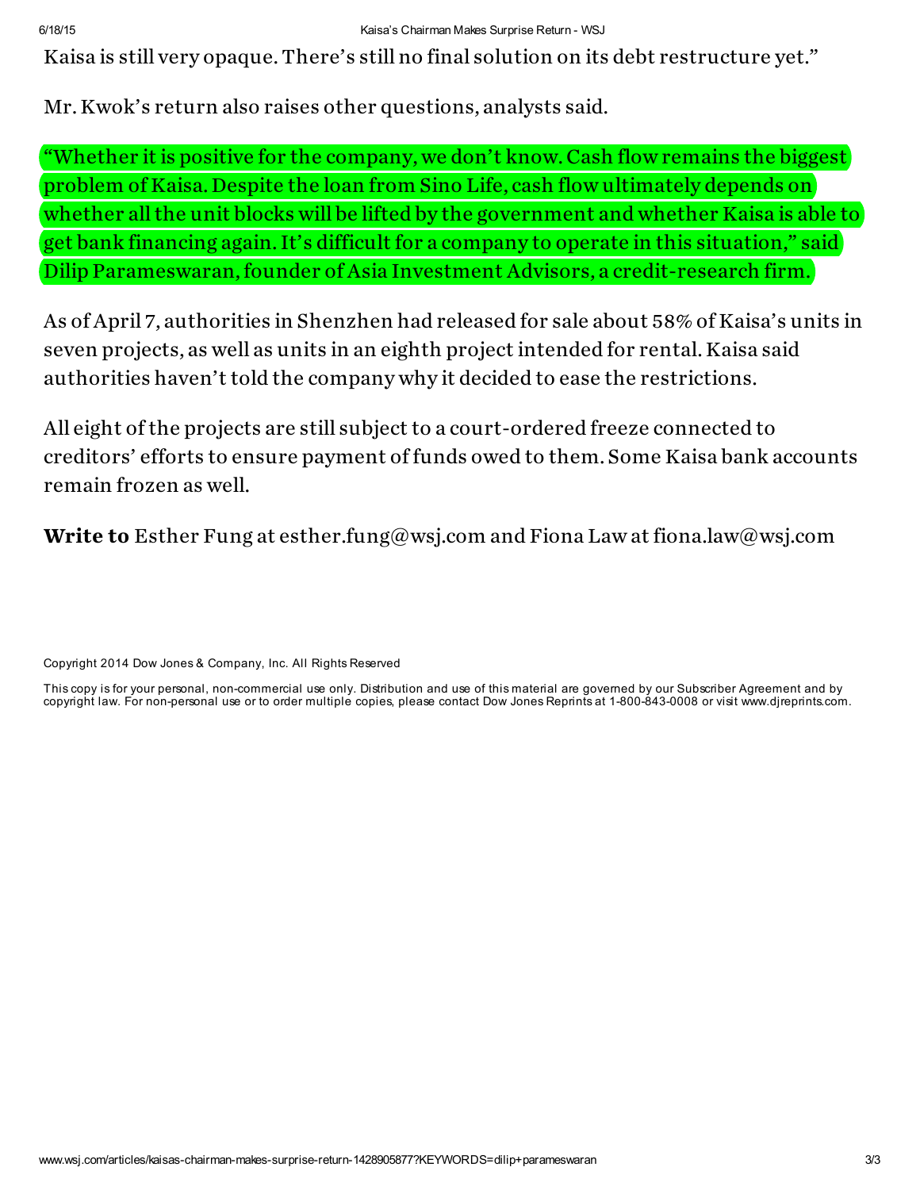Kaisa is still very opaque. There's still no final solution on its debt restructure yet."

Mr. Kwok's return also raises other questions, analysts said.

"Whether it is positive for the company, we don't know. Cash flow remains the biggest problem of Kaisa. Despite the loan from Sino Life, cash flow ultimately depends on whether all the unit blocks will be lifted by the government and whether Kaisa is able to get bank financing again. It's difficult for a company to operate in this situation," said Dilip Parameswaran, founder of Asia Investment Advisors, a credit-research firm.

As of April 7, authorities in Shenzhen had released for sale about 58% of Kaisa's units in seven projects, as well as units in an eighth project intended for rental. Kaisa said authorities haven't told the company why it decided to ease the restrictions.

All eight of the projects are still subject to a court-ordered freeze connected to creditors' efforts to ensure payment of funds owed to them. Some Kaisa bank accounts remain frozen as well.

**Write to** Esther Fung at esther.fung@wsj.com and Fiona Law at fiona.law@wsj.com

Copyright 2014 Dow Jones & Company, Inc. All Rights Reserved

This copy is for your personal, non-commercial use only. Distribution and use of this material are governed by our Subscriber Agreement and by copyright law. For non-personal use or to order multiple copies, please contact Dow Jones Reprints at 1-800-843-0008 or visit www.djreprints.com.